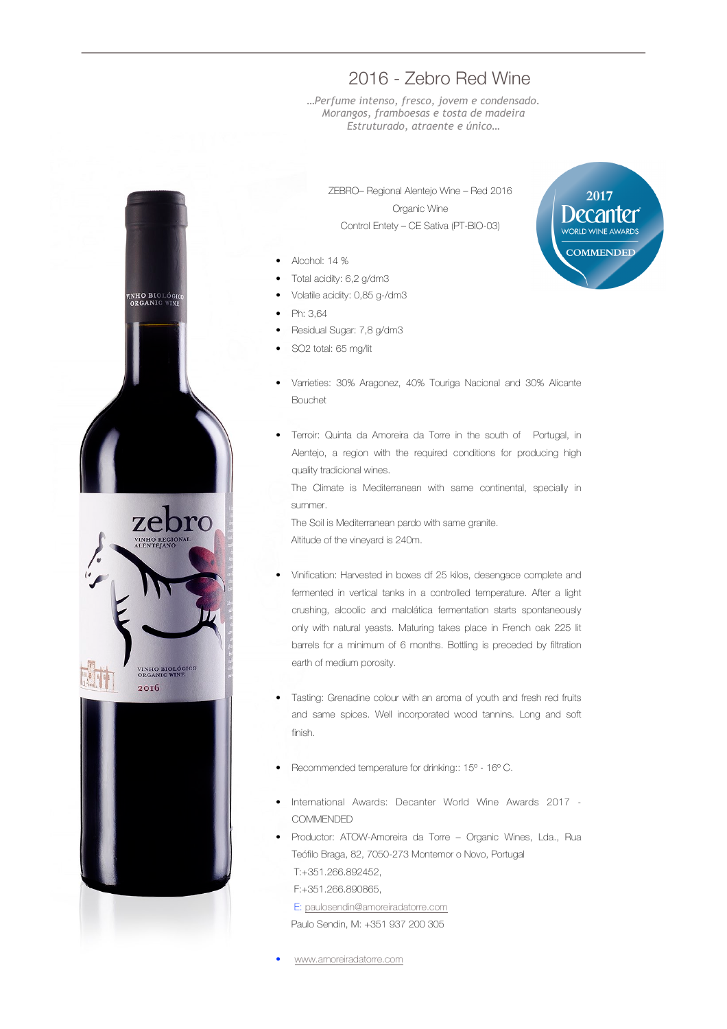# 2016 - Zebro Red Wine

*…Perfume intenso, fresco, jovem e condensado.*
*Morangos, framboesas e tosta de madeira*
*Estruturado, atraente e único…*

ZEBRO– Regional Alentejo Wine – Red 2016

Organic Wine

Control Entety – CE Sativa (PT-BIO-03)

- Alcohol: 14 %
- Total acidity: 6,2 g/dm3
- Volatile acidity: 0,85 g-/dm3
- Ph: 3,64
- Residual Sugar: 7,8 g/dm3
- SO2 total: 65 mg/lit

- Varrieties: 30% Aragonez, 40% Touriga Nacional and 30% Alicante Bouchet

- Terroir: Quinta da Amoreira da Torre in the south of Portugal, in Alentejo, a region with the required conditions for producing high quality tradicional wines.

  The Climate is Mediterranean with same continental, specially in summer.

  The Soil is Mediterranean pardo with same granite.

  Altitude of the vineyard is 240m.

- Vinification: Harvested in boxes df 25 kilos, desengace complete and fermented in vertical tanks in a controlled temperature. After a light crushing, alcoolic and malolática fermentation starts spontaneously only with natural yeasts. Maturing takes place in French oak 225 lit barrels for a minimum of 6 months. Bottling is preceded by filtration earth of medium porosity.

- Tasting: Grenadine colour with an aroma of youth and fresh red fruits and same spices. Well incorporated wood tannins. Long and soft finish.

- Recommended temperature for drinking:: 15º - 16º C.

- International Awards: Decanter World Wine Awards 2017 - COMMENDED

- Productor: ATOW-Amoreira da Torre – Organic Wines, Lda., Rua Teófilo Braga, 82, 7050-273 Montemor o Novo, Portugal

  T:+351.266.892452,

  F:+351.266.890865,

  E: paulosendin@amoreiradatorre.com

  Paulo Sendin, M: +351 937 200 305

- www.amoreiradatorre.com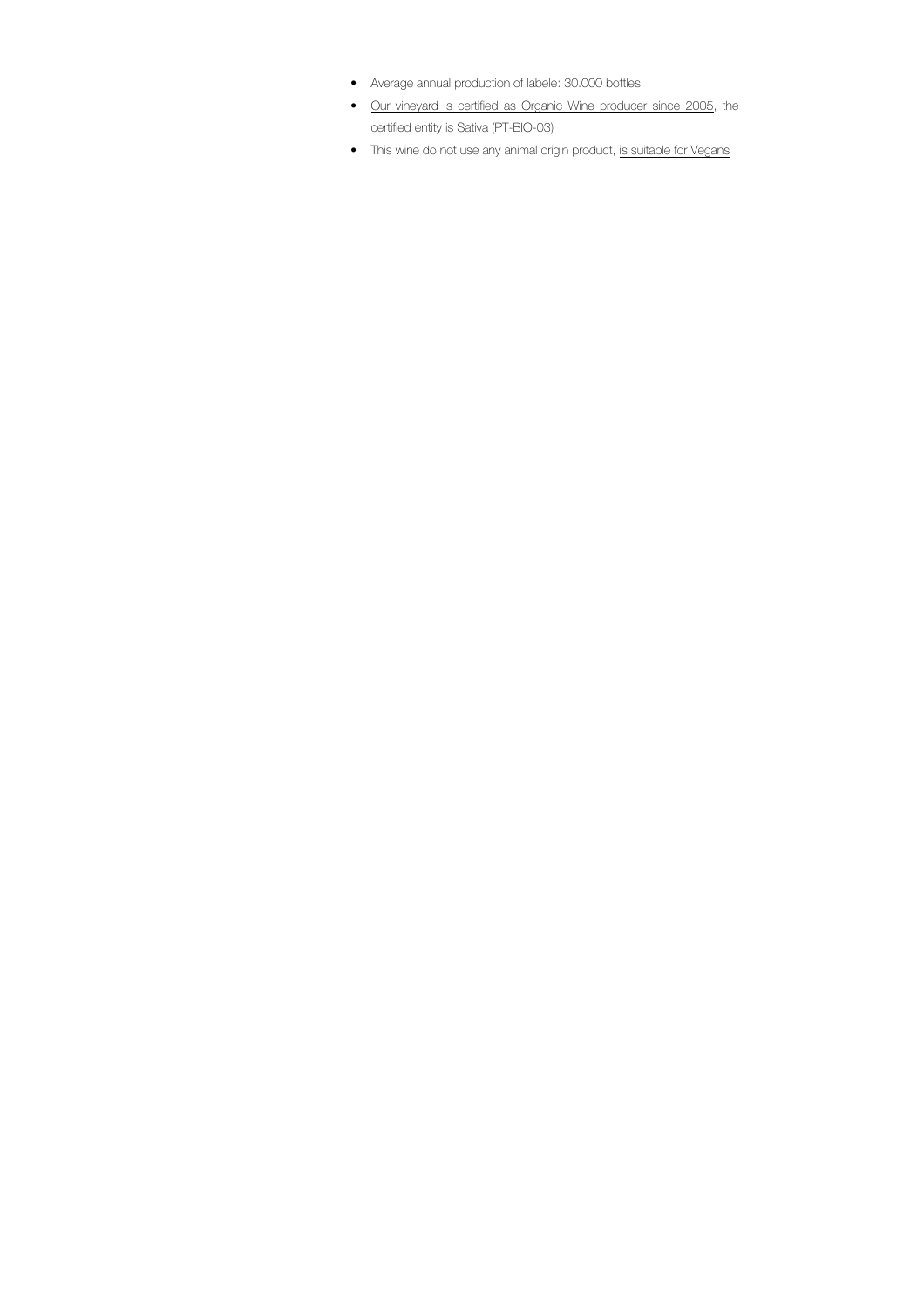- Average annual production of labele: 30.000 bottles
- Our vineyard is certified as Organic Wine producer since 2005, the certified entity is Sativa (PT-BIO-03)
- This wine do not use any animal origin product, is suitable for Vegans